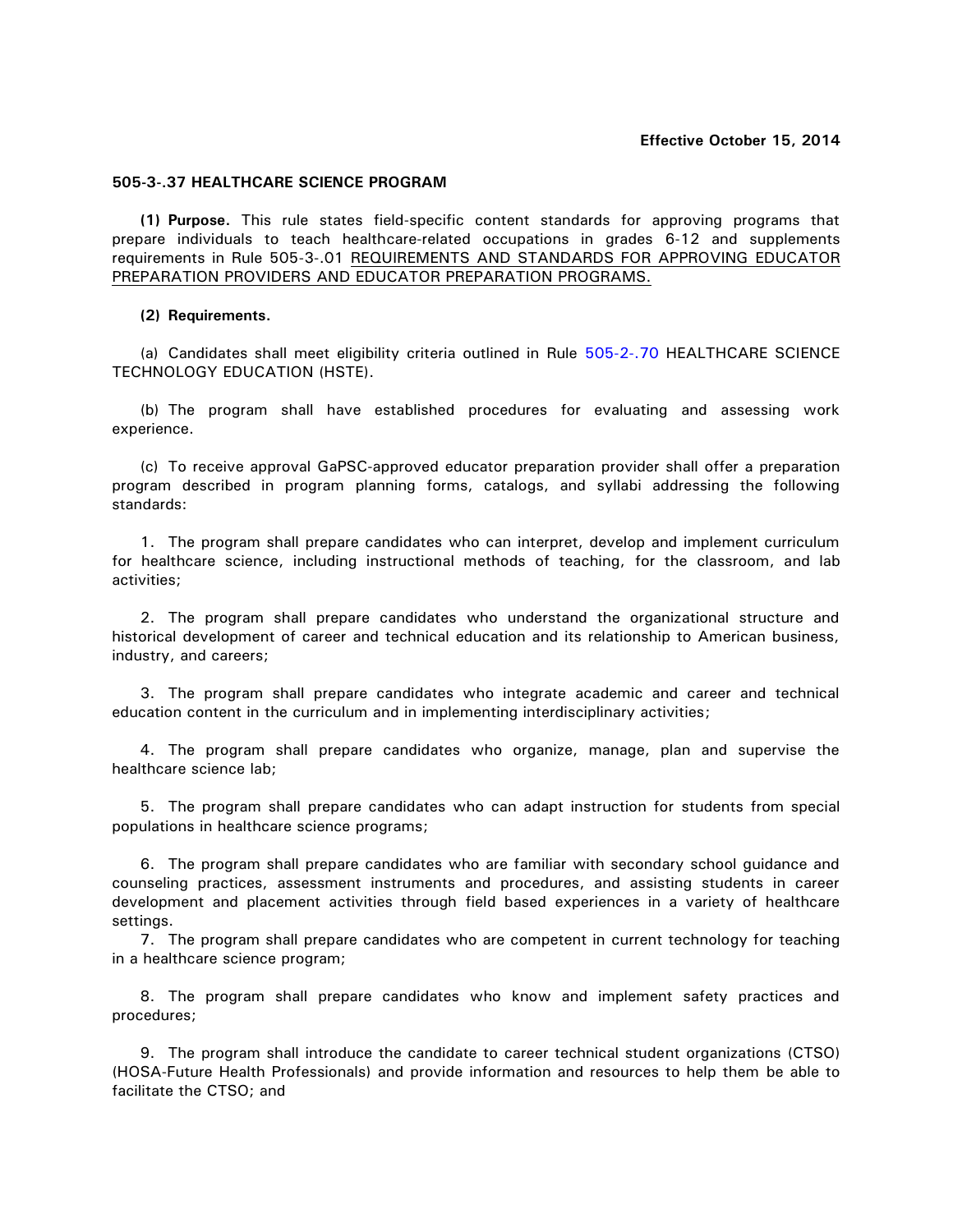**Effective October 15, 2014**

**505-3-.37 HEALTHCARE SCIENCE PROGRAM**

**(1) Purpose.** This rule states field-specific content standards for approving programs that prepare individuals to teach healthcare-related occupations in grades 6-12 and supplements requirements in Rule 505-3-.01 REQUIREMENTS AND STANDARDS FOR APPROVING EDUCATOR PREPARATION PROVIDERS AND EDUCATOR PREPARATION PROGRAMS.

**(2) Requirements.**

(a) Candidates shall meet eligibility criteria outlined in Rule 505-2-.70 HEALTHCARE SCIENCE TECHNOLOGY EDUCATION (HSTE).

(b) The program shall have established procedures for evaluating and assessing work experience.

(c) To receive approval GaPSC-approved educator preparation provider shall offer a preparation program described in program planning forms, catalogs, and syllabi addressing the following standards:

1. The program shall prepare candidates who can interpret, develop and implement curriculum for healthcare science, including instructional methods of teaching, for the classroom, and lab activities;

2. The program shall prepare candidates who understand the organizational structure and historical development of career and technical education and its relationship to American business, industry, and careers;

3. The program shall prepare candidates who integrate academic and career and technical education content in the curriculum and in implementing interdisciplinary activities;

4. The program shall prepare candidates who organize, manage, plan and supervise the healthcare science lab;

5. The program shall prepare candidates who can adapt instruction for students from special populations in healthcare science programs;

6. The program shall prepare candidates who are familiar with secondary school guidance and counseling practices, assessment instruments and procedures, and assisting students in career development and placement activities through field based experiences in a variety of healthcare settings.

7. The program shall prepare candidates who are competent in current technology for teaching in a healthcare science program;

8. The program shall prepare candidates who know and implement safety practices and procedures;

9. The program shall introduce the candidate to career technical student organizations (CTSO) (HOSA-Future Health Professionals) and provide information and resources to help them be able to facilitate the CTSO; and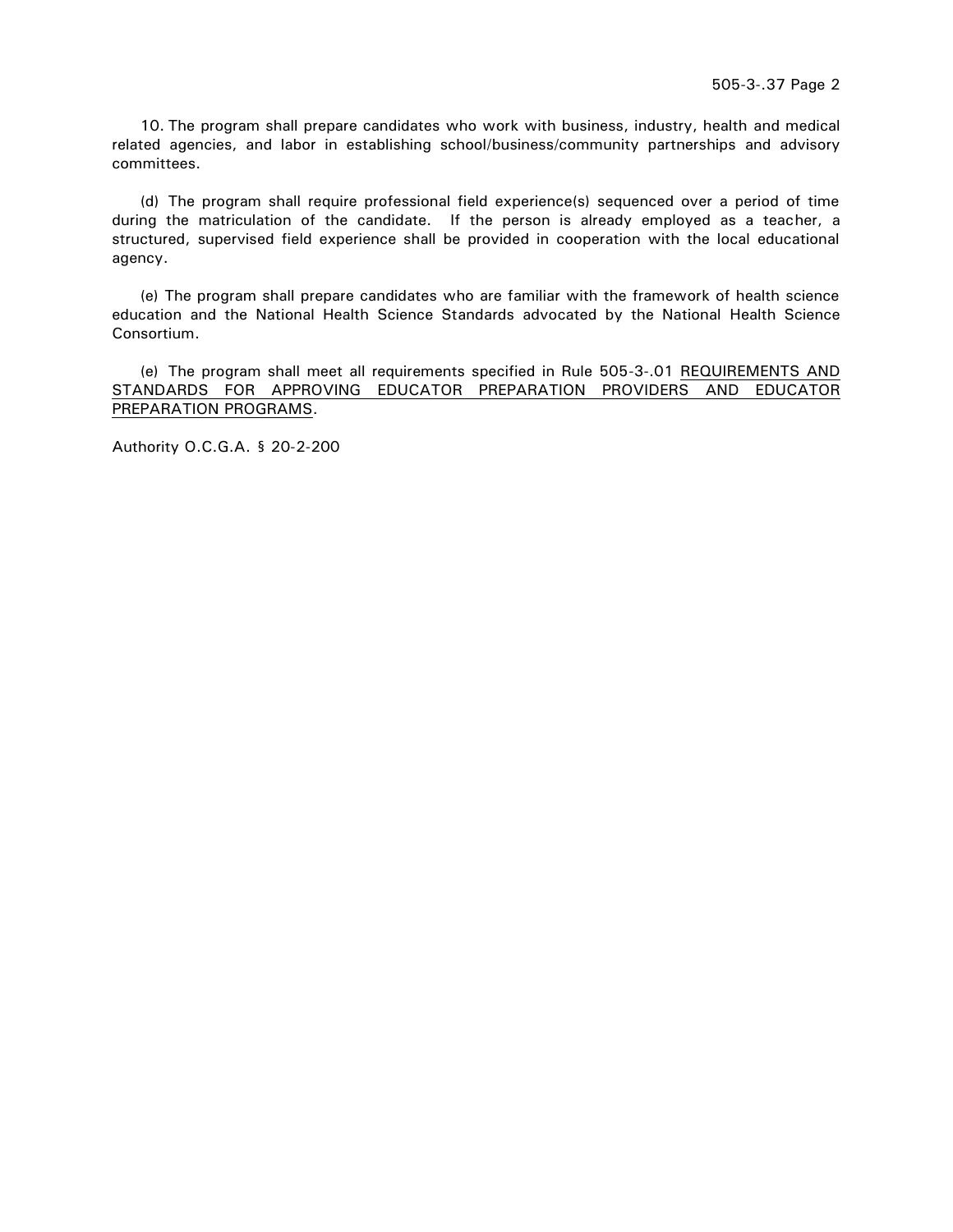10. The program shall prepare candidates who work with business, industry, health and medical related agencies, and labor in establishing school/business/community partnerships and advisory committees.

(d) The program shall require professional field experience(s) sequenced over a period of time during the matriculation of the candidate. If the person is already employed as a teacher, a structured, supervised field experience shall be provided in cooperation with the local educational agency.

(e) The program shall prepare candidates who are familiar with the framework of health science education and the National Health Science Standards advocated by the National Health Science Consortium.

(e) The program shall meet all requirements specified in Rule 505-3-.01 REQUIREMENTS AND STANDARDS FOR APPROVING EDUCATOR PREPARATION PROVIDERS AND EDUCATOR PREPARATION PROGRAMS.

Authority O.C.G.A. § 20-2-200